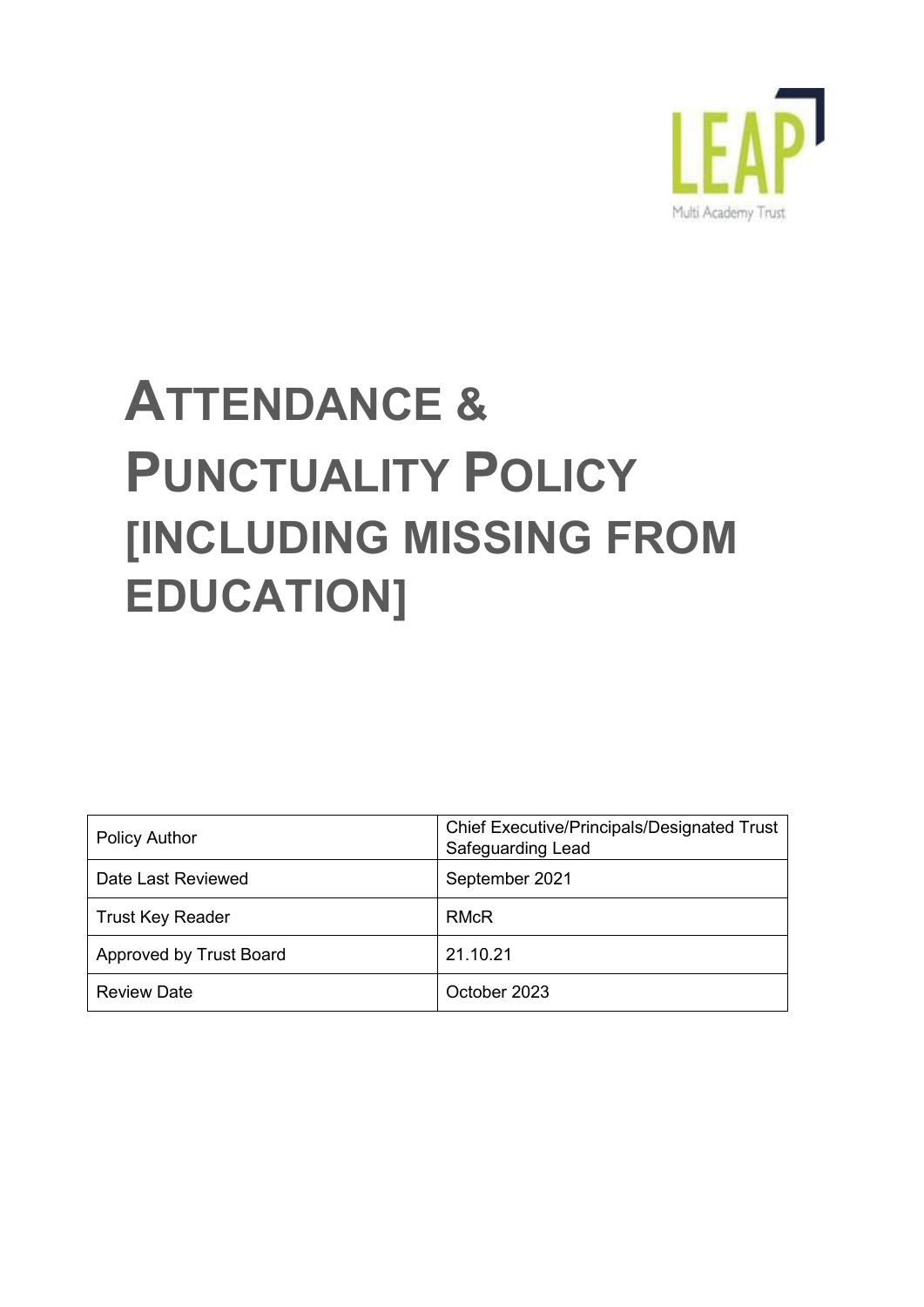LEAP

Multi Academy Trust

# ATTENDANCE & PUNCTUALITY POLICY [INCLUDING MISSING FROM EDUCATION]

| Policy Author | Chief Executive/Principals/Designated Trust Safeguarding Lead |
|---|---|
| Date Last Reviewed | September 2021 |
| Trust Key Reader | RMcR |
| Approved by Trust Board | 21.10.21 |
| Review Date | October 2023 |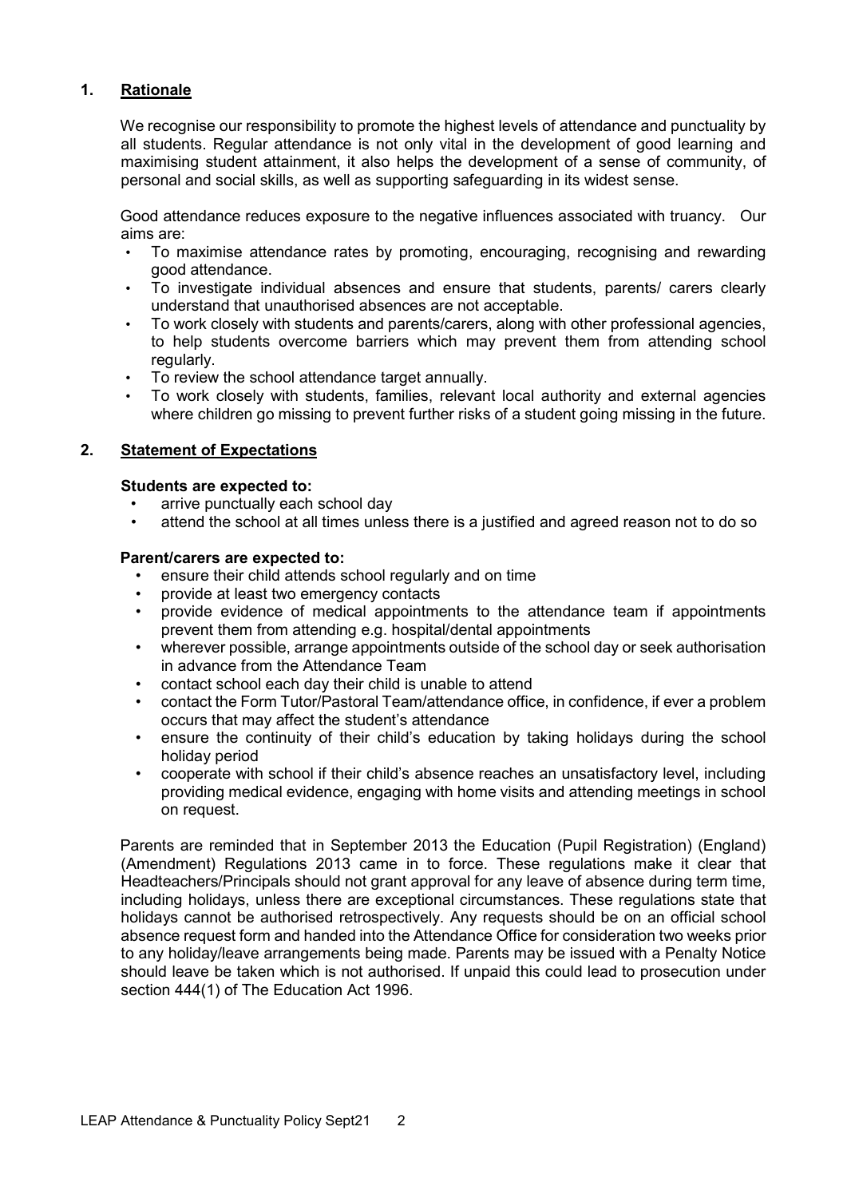## 1. Rationale

We recognise our responsibility to promote the highest levels of attendance and punctuality by all students. Regular attendance is not only vital in the development of good learning and maximising student attainment, it also helps the development of a sense of community, of personal and social skills, as well as supporting safeguarding in its widest sense.

Good attendance reduces exposure to the negative influences associated with truancy. Our aims are:

- To maximise attendance rates by promoting, encouraging, recognising and rewarding good attendance.
- To investigate individual absences and ensure that students, parents/ carers clearly understand that unauthorised absences are not acceptable.
- To work closely with students and parents/carers, along with other professional agencies, to help students overcome barriers which may prevent them from attending school regularly.
- To review the school attendance target annually.
- To work closely with students, families, relevant local authority and external agencies where children go missing to prevent further risks of a student going missing in the future.

## 2. Statement of Expectations

**Students are expected to:**

- arrive punctually each school day
- attend the school at all times unless there is a justified and agreed reason not to do so

**Parent/carers are expected to:**

- ensure their child attends school regularly and on time
- provide at least two emergency contacts
- provide evidence of medical appointments to the attendance team if appointments prevent them from attending e.g. hospital/dental appointments
- wherever possible, arrange appointments outside of the school day or seek authorisation in advance from the Attendance Team
- contact school each day their child is unable to attend
- contact the Form Tutor/Pastoral Team/attendance office, in confidence, if ever a problem occurs that may affect the student's attendance
- ensure the continuity of their child's education by taking holidays during the school holiday period
- cooperate with school if their child's absence reaches an unsatisfactory level, including providing medical evidence, engaging with home visits and attending meetings in school on request.

Parents are reminded that in September 2013 the Education (Pupil Registration) (England) (Amendment) Regulations 2013 came in to force. These regulations make it clear that Headteachers/Principals should not grant approval for any leave of absence during term time, including holidays, unless there are exceptional circumstances. These regulations state that holidays cannot be authorised retrospectively. Any requests should be on an official school absence request form and handed into the Attendance Office for consideration two weeks prior to any holiday/leave arrangements being made. Parents may be issued with a Penalty Notice should leave be taken which is not authorised. If unpaid this could lead to prosecution under section 444(1) of The Education Act 1996.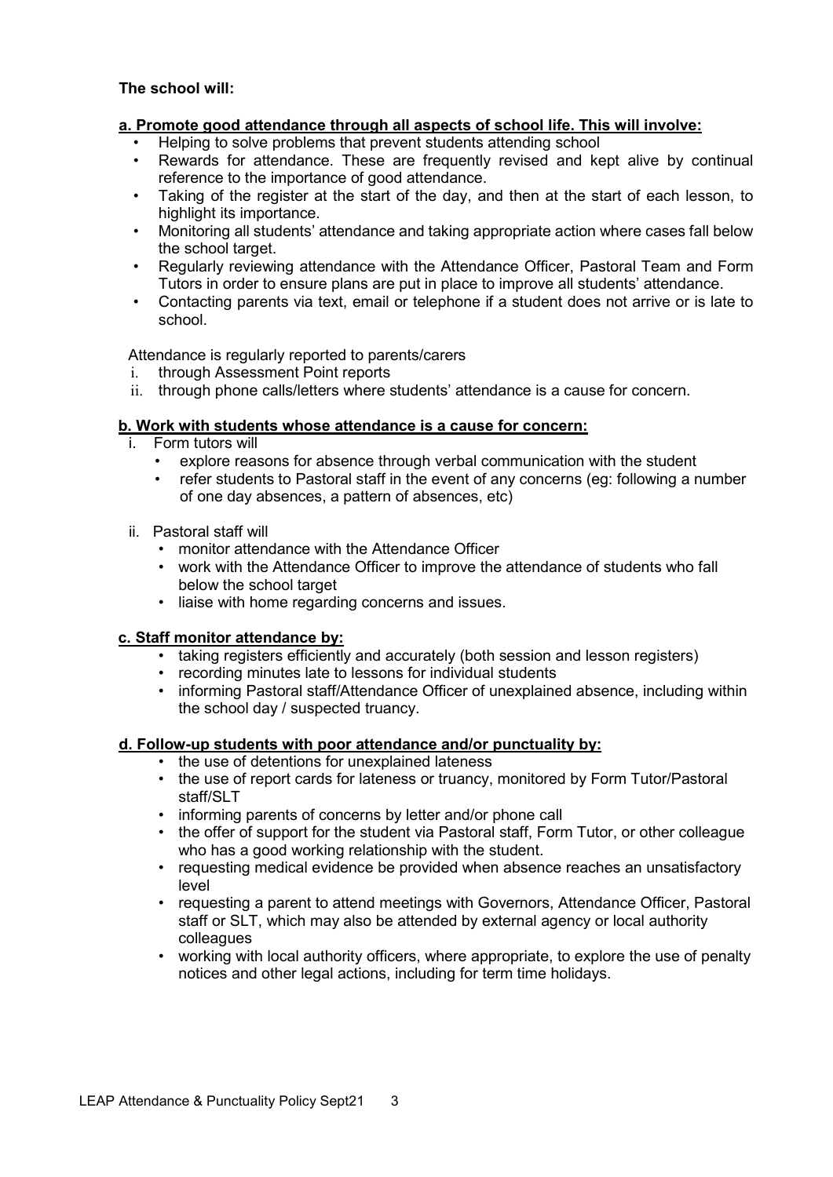**The school will:**

**a. Promote good attendance through all aspects of school life. This will involve:**

- Helping to solve problems that prevent students attending school
- Rewards for attendance. These are frequently revised and kept alive by continual reference to the importance of good attendance.
- Taking of the register at the start of the day, and then at the start of each lesson, to highlight its importance.
- Monitoring all students' attendance and taking appropriate action where cases fall below the school target.
- Regularly reviewing attendance with the Attendance Officer, Pastoral Team and Form Tutors in order to ensure plans are put in place to improve all students' attendance.
- Contacting parents via text, email or telephone if a student does not arrive or is late to school.

Attendance is regularly reported to parents/carers

i. through Assessment Point reports
ii. through phone calls/letters where students' attendance is a cause for concern.

**b. Work with students whose attendance is a cause for concern:**

i. Form tutors will
   - explore reasons for absence through verbal communication with the student
   - refer students to Pastoral staff in the event of any concerns (eg: following a number of one day absences, a pattern of absences, etc)

ii. Pastoral staff will
   - monitor attendance with the Attendance Officer
   - work with the Attendance Officer to improve the attendance of students who fall below the school target
   - liaise with home regarding concerns and issues.

**c. Staff monitor attendance by:**

- taking registers efficiently and accurately (both session and lesson registers)
- recording minutes late to lessons for individual students
- informing Pastoral staff/Attendance Officer of unexplained absence, including within the school day / suspected truancy.

**d. Follow-up students with poor attendance and/or punctuality by:**

- the use of detentions for unexplained lateness
- the use of report cards for lateness or truancy, monitored by Form Tutor/Pastoral staff/SLT
- informing parents of concerns by letter and/or phone call
- the offer of support for the student via Pastoral staff, Form Tutor, or other colleague who has a good working relationship with the student.
- requesting medical evidence be provided when absence reaches an unsatisfactory level
- requesting a parent to attend meetings with Governors, Attendance Officer, Pastoral staff or SLT, which may also be attended by external agency or local authority colleagues
- working with local authority officers, where appropriate, to explore the use of penalty notices and other legal actions, including for term time holidays.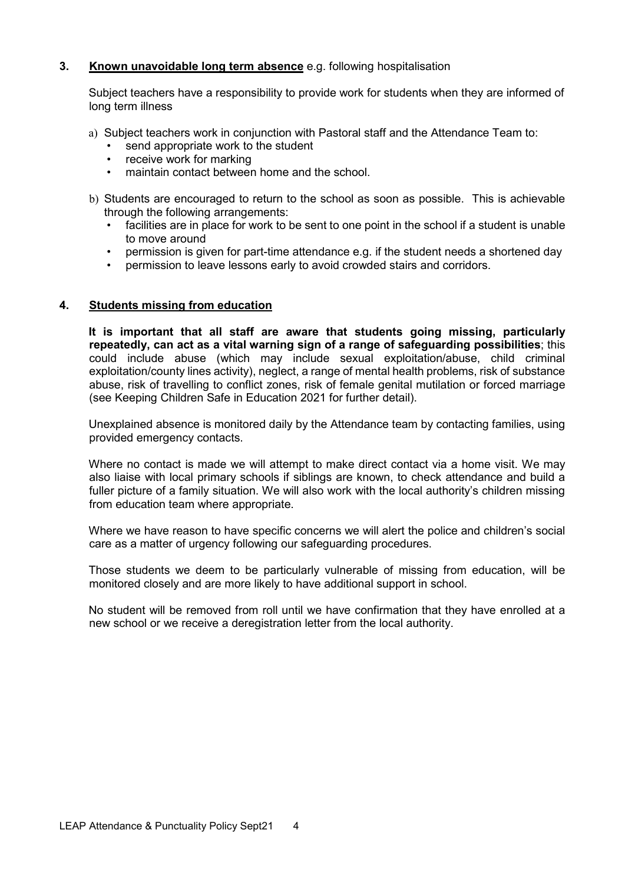## 3. **Known unavoidable long term absence** e.g. following hospitalisation

Subject teachers have a responsibility to provide work for students when they are informed of long term illness

a) Subject teachers work in conjunction with Pastoral staff and the Attendance Team to:
   - send appropriate work to the student
   - receive work for marking
   - maintain contact between home and the school.

b) Students are encouraged to return to the school as soon as possible. This is achievable through the following arrangements:
   - facilities are in place for work to be sent to one point in the school if a student is unable to move around
   - permission is given for part-time attendance e.g. if the student needs a shortened day
   - permission to leave lessons early to avoid crowded stairs and corridors.

## 4. **Students missing from education**

**It is important that all staff are aware that students going missing, particularly repeatedly, can act as a vital warning sign of a range of safeguarding possibilities**; this could include abuse (which may include sexual exploitation/abuse, child criminal exploitation/county lines activity), neglect, a range of mental health problems, risk of substance abuse, risk of travelling to conflict zones, risk of female genital mutilation or forced marriage (see Keeping Children Safe in Education 2021 for further detail).

Unexplained absence is monitored daily by the Attendance team by contacting families, using provided emergency contacts.

Where no contact is made we will attempt to make direct contact via a home visit. We may also liaise with local primary schools if siblings are known, to check attendance and build a fuller picture of a family situation. We will also work with the local authority's children missing from education team where appropriate.

Where we have reason to have specific concerns we will alert the police and children's social care as a matter of urgency following our safeguarding procedures.

Those students we deem to be particularly vulnerable of missing from education, will be monitored closely and are more likely to have additional support in school.

No student will be removed from roll until we have confirmation that they have enrolled at a new school or we receive a deregistration letter from the local authority.